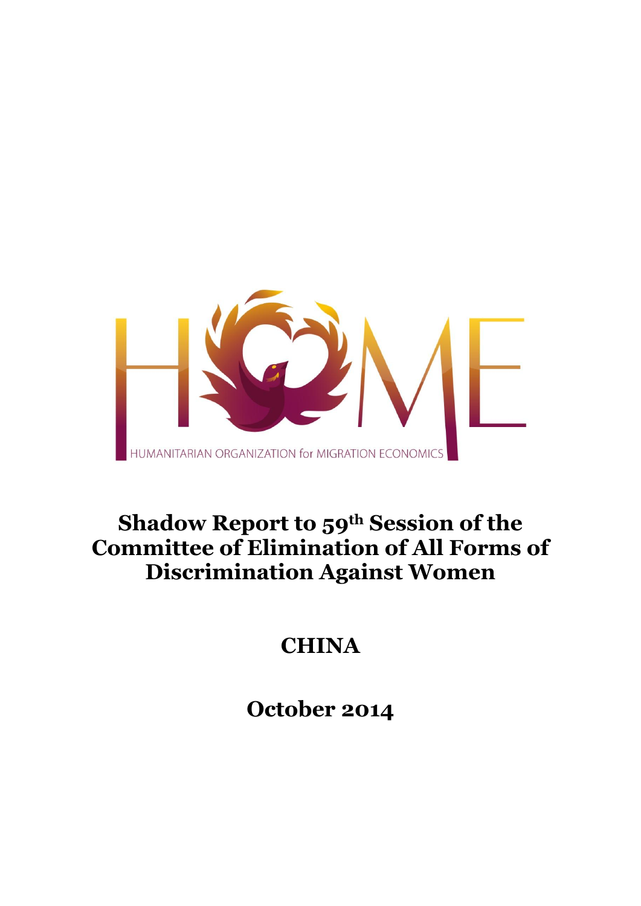HUMANITARIAN ORGANIZATION for MIGRATION ECONOMICS

# Shadow Report to 59th Session of the Committee of Elimination of All Forms of Discrimination Against Women

## CHINA

## October 2014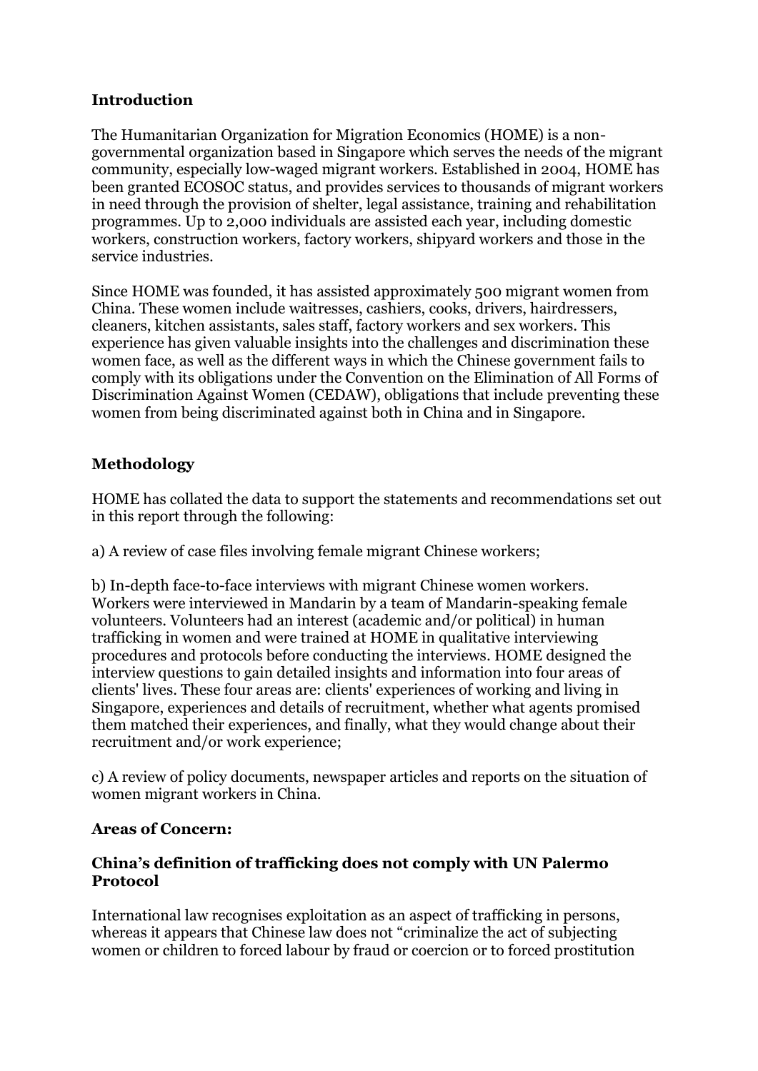## Introduction

The Humanitarian Organization for Migration Economics (HOME) is a non-governmental organization based in Singapore which serves the needs of the migrant community, especially low-waged migrant workers. Established in 2004, HOME has been granted ECOSOC status, and provides services to thousands of migrant workers in need through the provision of shelter, legal assistance, training and rehabilitation programmes. Up to 2,000 individuals are assisted each year, including domestic workers, construction workers, factory workers, shipyard workers and those in the service industries.

Since HOME was founded, it has assisted approximately 500 migrant women from China. These women include waitresses, cashiers, cooks, drivers, hairdressers, cleaners, kitchen assistants, sales staff, factory workers and sex workers. This experience has given valuable insights into the challenges and discrimination these women face, as well as the different ways in which the Chinese government fails to comply with its obligations under the Convention on the Elimination of All Forms of Discrimination Against Women (CEDAW), obligations that include preventing these women from being discriminated against both in China and in Singapore.

## Methodology

HOME has collated the data to support the statements and recommendations set out in this report through the following:

a) A review of case files involving female migrant Chinese workers;

b) In-depth face-to-face interviews with migrant Chinese women workers. Workers were interviewed in Mandarin by a team of Mandarin-speaking female volunteers. Volunteers had an interest (academic and/or political) in human trafficking in women and were trained at HOME in qualitative interviewing procedures and protocols before conducting the interviews. HOME designed the interview questions to gain detailed insights and information into four areas of clients' lives. These four areas are: clients' experiences of working and living in Singapore, experiences and details of recruitment, whether what agents promised them matched their experiences, and finally, what they would change about their recruitment and/or work experience;

c) A review of policy documents, newspaper articles and reports on the situation of women migrant workers in China.

### Areas of Concern:

### China's definition of trafficking does not comply with UN Palermo Protocol

International law recognises exploitation as an aspect of trafficking in persons, whereas it appears that Chinese law does not "criminalize the act of subjecting women or children to forced labour by fraud or coercion or to forced prostitution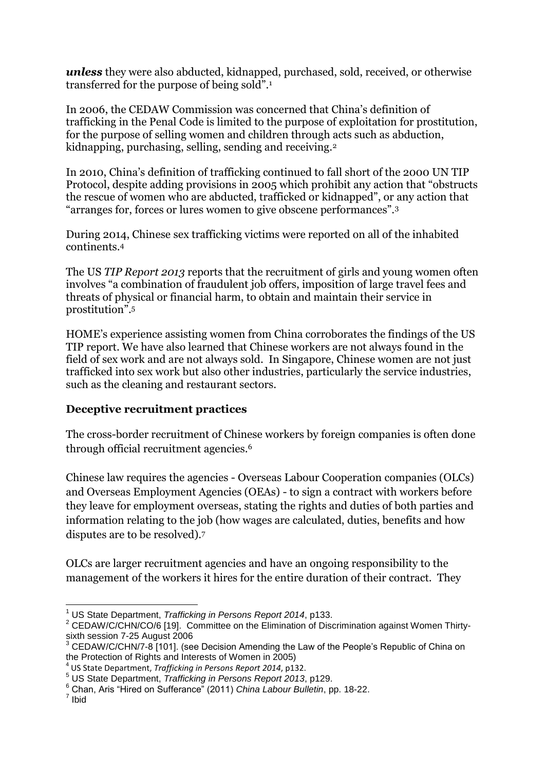***unless*** they were also abducted, kidnapped, purchased, sold, received, or otherwise transferred for the purpose of being sold".[1]

In 2006, the CEDAW Commission was concerned that China's definition of trafficking in the Penal Code is limited to the purpose of exploitation for prostitution, for the purpose of selling women and children through acts such as abduction, kidnapping, purchasing, selling, sending and receiving.[2]

In 2010, China's definition of trafficking continued to fall short of the 2000 UN TIP Protocol, despite adding provisions in 2005 which prohibit any action that "obstructs the rescue of women who are abducted, trafficked or kidnapped", or any action that "arranges for, forces or lures women to give obscene performances".[3]

During 2014, Chinese sex trafficking victims were reported on all of the inhabited continents.[4]

The US *TIP Report 2013* reports that the recruitment of girls and young women often involves "a combination of fraudulent job offers, imposition of large travel fees and threats of physical or financial harm, to obtain and maintain their service in prostitution".[5]

HOME's experience assisting women from China corroborates the findings of the US TIP report. We have also learned that Chinese workers are not always found in the field of sex work and are not always sold. In Singapore, Chinese women are not just trafficked into sex work but also other industries, particularly the service industries, such as the cleaning and restaurant sectors.

## Deceptive recruitment practices

The cross-border recruitment of Chinese workers by foreign companies is often done through official recruitment agencies.[6]

Chinese law requires the agencies - Overseas Labour Cooperation companies (OLCs) and Overseas Employment Agencies (OEAs) - to sign a contract with workers before they leave for employment overseas, stating the rights and duties of both parties and information relating to the job (how wages are calculated, duties, benefits and how disputes are to be resolved).[7]

OLCs are larger recruitment agencies and have an ongoing responsibility to the management of the workers it hires for the entire duration of their contract. They

---

[1] US State Department, *Trafficking in Persons Report 2014*, p133.

[2] CEDAW/C/CHN/CO/6 [19]. Committee on the Elimination of Discrimination against Women Thirty-sixth session 7-25 August 2006

[3] CEDAW/C/CHN/7-8 [101]. (see Decision Amending the Law of the People's Republic of China on the Protection of Rights and Interests of Women in 2005)

[4] US State Department, *Trafficking in Persons Report 2014*, p132.

[5] US State Department, *Trafficking in Persons Report 2013*, p129.

[6] Chan, Aris "Hired on Sufferance" (2011) *China Labour Bulletin*, pp. 18-22.

[7] Ibid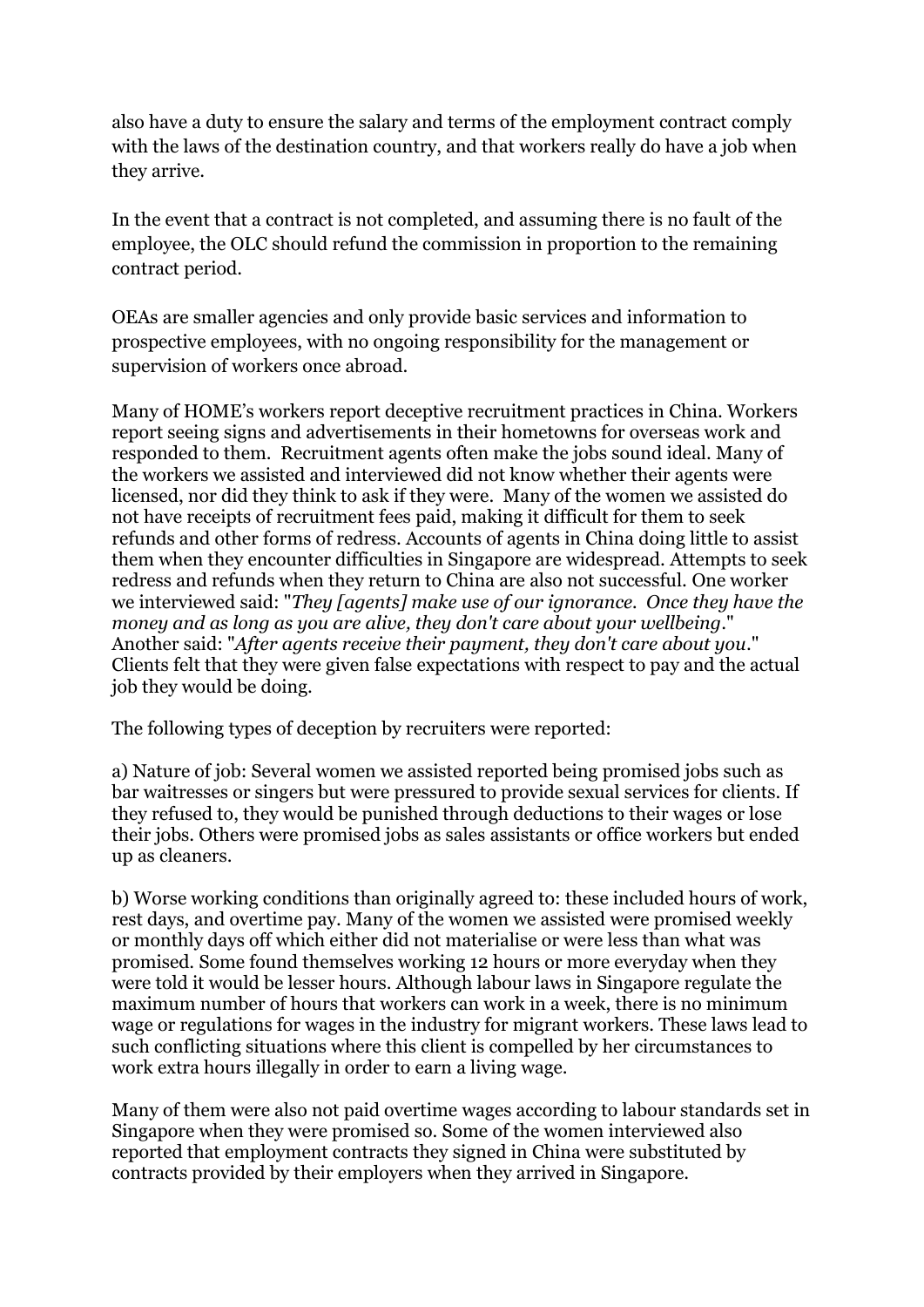also have a duty to ensure the salary and terms of the employment contract comply with the laws of the destination country, and that workers really do have a job when they arrive.

In the event that a contract is not completed, and assuming there is no fault of the employee, the OLC should refund the commission in proportion to the remaining contract period.

OEAs are smaller agencies and only provide basic services and information to prospective employees, with no ongoing responsibility for the management or supervision of workers once abroad.

Many of HOME's workers report deceptive recruitment practices in China. Workers report seeing signs and advertisements in their hometowns for overseas work and responded to them. Recruitment agents often make the jobs sound ideal. Many of the workers we assisted and interviewed did not know whether their agents were licensed, nor did they think to ask if they were. Many of the women we assisted do not have receipts of recruitment fees paid, making it difficult for them to seek refunds and other forms of redress. Accounts of agents in China doing little to assist them when they encounter difficulties in Singapore are widespread. Attempts to seek redress and refunds when they return to China are also not successful. One worker we interviewed said: "*They [agents] make use of our ignorance. Once they have the money and as long as you are alive, they don't care about your wellbeing*." Another said: "*After agents receive their payment, they don't care about you*." Clients felt that they were given false expectations with respect to pay and the actual job they would be doing.

The following types of deception by recruiters were reported:

a) Nature of job: Several women we assisted reported being promised jobs such as bar waitresses or singers but were pressured to provide sexual services for clients. If they refused to, they would be punished through deductions to their wages or lose their jobs. Others were promised jobs as sales assistants or office workers but ended up as cleaners.

b) Worse working conditions than originally agreed to: these included hours of work, rest days, and overtime pay. Many of the women we assisted were promised weekly or monthly days off which either did not materialise or were less than what was promised. Some found themselves working 12 hours or more everyday when they were told it would be lesser hours. Although labour laws in Singapore regulate the maximum number of hours that workers can work in a week, there is no minimum wage or regulations for wages in the industry for migrant workers. These laws lead to such conflicting situations where this client is compelled by her circumstances to work extra hours illegally in order to earn a living wage.

Many of them were also not paid overtime wages according to labour standards set in Singapore when they were promised so. Some of the women interviewed also reported that employment contracts they signed in China were substituted by contracts provided by their employers when they arrived in Singapore.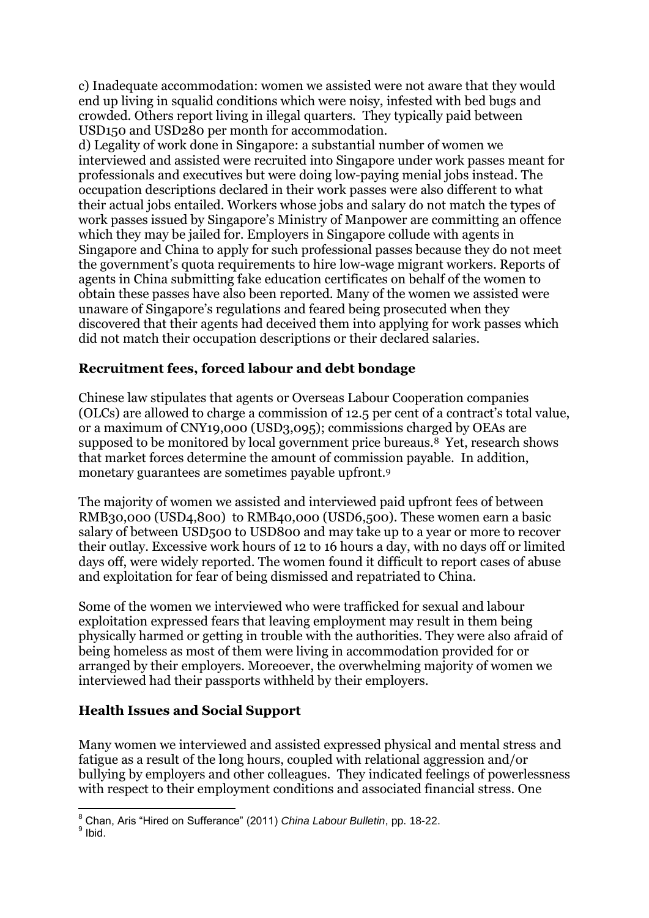c) Inadequate accommodation: women we assisted were not aware that they would end up living in squalid conditions which were noisy, infested with bed bugs and crowded. Others report living in illegal quarters. They typically paid between USD150 and USD280 per month for accommodation.
d) Legality of work done in Singapore: a substantial number of women we interviewed and assisted were recruited into Singapore under work passes meant for professionals and executives but were doing low-paying menial jobs instead. The occupation descriptions declared in their work passes were also different to what their actual jobs entailed. Workers whose jobs and salary do not match the types of work passes issued by Singapore's Ministry of Manpower are committing an offence which they may be jailed for. Employers in Singapore collude with agents in Singapore and China to apply for such professional passes because they do not meet the government's quota requirements to hire low-wage migrant workers. Reports of agents in China submitting fake education certificates on behalf of the women to obtain these passes have also been reported. Many of the women we assisted were unaware of Singapore's regulations and feared being prosecuted when they discovered that their agents had deceived them into applying for work passes which did not match their occupation descriptions or their declared salaries.

## Recruitment fees, forced labour and debt bondage

Chinese law stipulates that agents or Overseas Labour Cooperation companies (OLCs) are allowed to charge a commission of 12.5 per cent of a contract's total value, or a maximum of CNY19,000 (USD3,095); commissions charged by OEAs are supposed to be monitored by local government price bureaus.[8] Yet, research shows that market forces determine the amount of commission payable. In addition, monetary guarantees are sometimes payable upfront.[9]

The majority of women we assisted and interviewed paid upfront fees of between RMB30,000 (USD4,800) to RMB40,000 (USD6,500). These women earn a basic salary of between USD500 to USD800 and may take up to a year or more to recover their outlay. Excessive work hours of 12 to 16 hours a day, with no days off or limited days off, were widely reported. The women found it difficult to report cases of abuse and exploitation for fear of being dismissed and repatriated to China.

Some of the women we interviewed who were trafficked for sexual and labour exploitation expressed fears that leaving employment may result in them being physically harmed or getting in trouble with the authorities. They were also afraid of being homeless as most of them were living in accommodation provided for or arranged by their employers. Moreoever, the overwhelming majority of women we interviewed had their passports withheld by their employers.

## Health Issues and Social Support

Many women we interviewed and assisted expressed physical and mental stress and fatigue as a result of the long hours, coupled with relational aggression and/or bullying by employers and other colleagues. They indicated feelings of powerlessness with respect to their employment conditions and associated financial stress. One

---

[8] Chan, Aris "Hired on Sufferance" (2011) *China Labour Bulletin*, pp. 18-22.
[9] Ibid.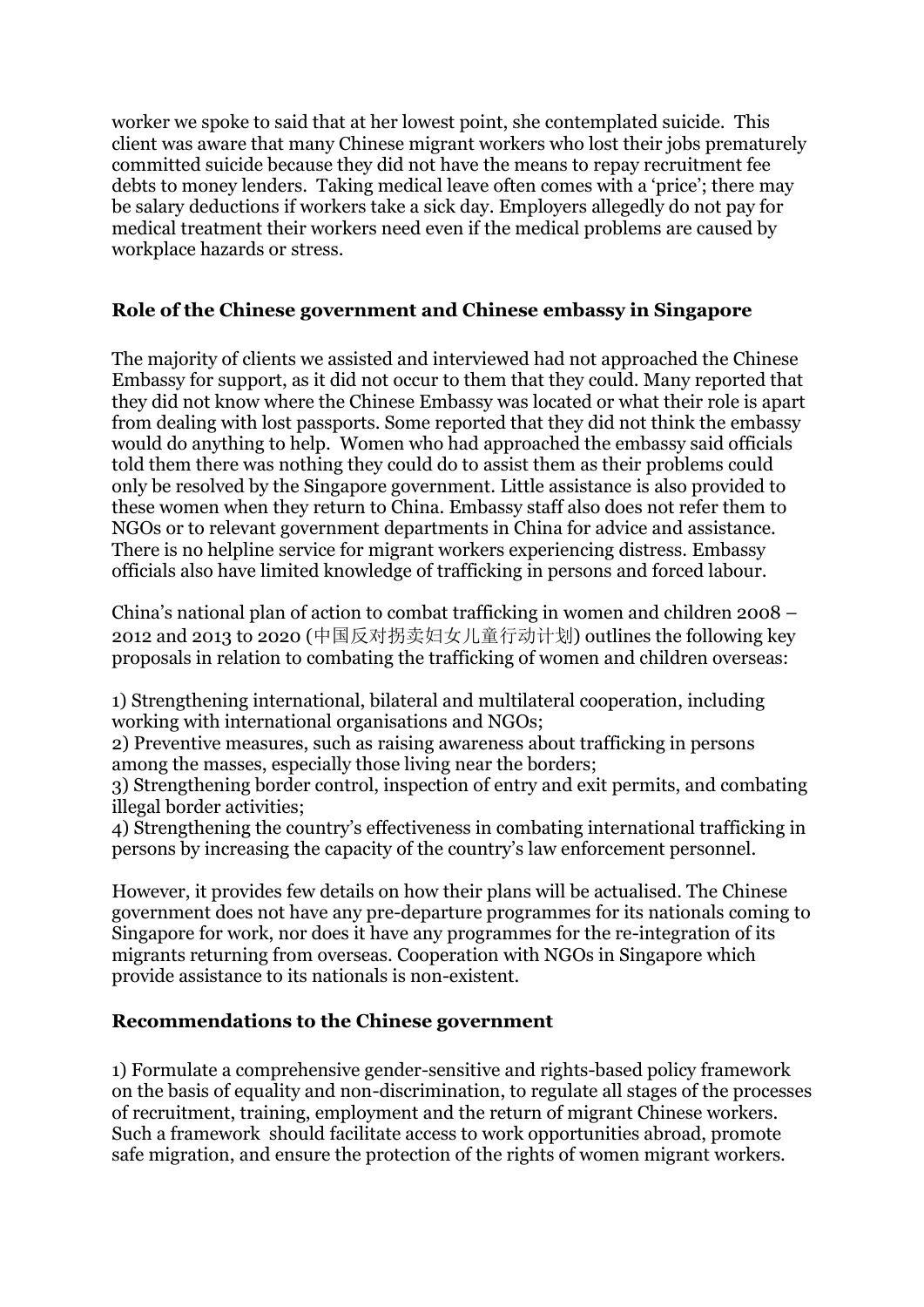worker we spoke to said that at her lowest point, she contemplated suicide. This client was aware that many Chinese migrant workers who lost their jobs prematurely committed suicide because they did not have the means to repay recruitment fee debts to money lenders. Taking medical leave often comes with a 'price'; there may be salary deductions if workers take a sick day. Employers allegedly do not pay for medical treatment their workers need even if the medical problems are caused by workplace hazards or stress.

### Role of the Chinese government and Chinese embassy in Singapore

The majority of clients we assisted and interviewed had not approached the Chinese Embassy for support, as it did not occur to them that they could. Many reported that they did not know where the Chinese Embassy was located or what their role is apart from dealing with lost passports. Some reported that they did not think the embassy would do anything to help. Women who had approached the embassy said officials told them there was nothing they could do to assist them as their problems could only be resolved by the Singapore government. Little assistance is also provided to these women when they return to China. Embassy staff also does not refer them to NGOs or to relevant government departments in China for advice and assistance. There is no helpline service for migrant workers experiencing distress. Embassy officials also have limited knowledge of trafficking in persons and forced labour.

China's national plan of action to combat trafficking in women and children 2008 – 2012 and 2013 to 2020 (中国反对拐卖妇女儿童行动计划) outlines the following key proposals in relation to combating the trafficking of women and children overseas:

1) Strengthening international, bilateral and multilateral cooperation, including working with international organisations and NGOs;
2) Preventive measures, such as raising awareness about trafficking in persons among the masses, especially those living near the borders;
3) Strengthening border control, inspection of entry and exit permits, and combating illegal border activities;
4) Strengthening the country's effectiveness in combating international trafficking in persons by increasing the capacity of the country's law enforcement personnel.

However, it provides few details on how their plans will be actualised. The Chinese government does not have any pre-departure programmes for its nationals coming to Singapore for work, nor does it have any programmes for the re-integration of its migrants returning from overseas. Cooperation with NGOs in Singapore which provide assistance to its nationals is non-existent.

### Recommendations to the Chinese government

1) Formulate a comprehensive gender-sensitive and rights-based policy framework on the basis of equality and non-discrimination, to regulate all stages of the processes of recruitment, training, employment and the return of migrant Chinese workers. Such a framework should facilitate access to work opportunities abroad, promote safe migration, and ensure the protection of the rights of women migrant workers.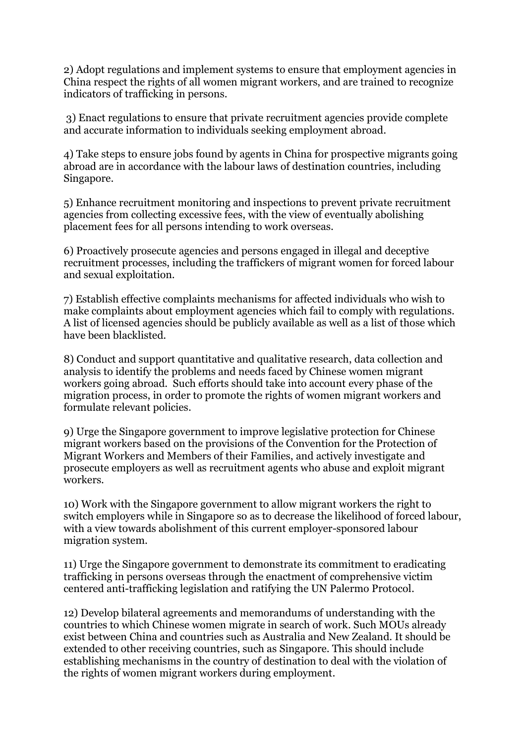2) Adopt regulations and implement systems to ensure that employment agencies in China respect the rights of all women migrant workers, and are trained to recognize indicators of trafficking in persons.

3) Enact regulations to ensure that private recruitment agencies provide complete and accurate information to individuals seeking employment abroad.

4) Take steps to ensure jobs found by agents in China for prospective migrants going abroad are in accordance with the labour laws of destination countries, including Singapore.

5) Enhance recruitment monitoring and inspections to prevent private recruitment agencies from collecting excessive fees, with the view of eventually abolishing placement fees for all persons intending to work overseas.

6) Proactively prosecute agencies and persons engaged in illegal and deceptive recruitment processes, including the traffickers of migrant women for forced labour and sexual exploitation.

7) Establish effective complaints mechanisms for affected individuals who wish to make complaints about employment agencies which fail to comply with regulations. A list of licensed agencies should be publicly available as well as a list of those which have been blacklisted.

8) Conduct and support quantitative and qualitative research, data collection and analysis to identify the problems and needs faced by Chinese women migrant workers going abroad. Such efforts should take into account every phase of the migration process, in order to promote the rights of women migrant workers and formulate relevant policies.

9) Urge the Singapore government to improve legislative protection for Chinese migrant workers based on the provisions of the Convention for the Protection of Migrant Workers and Members of their Families, and actively investigate and prosecute employers as well as recruitment agents who abuse and exploit migrant workers.

10) Work with the Singapore government to allow migrant workers the right to switch employers while in Singapore so as to decrease the likelihood of forced labour, with a view towards abolishment of this current employer-sponsored labour migration system.

11) Urge the Singapore government to demonstrate its commitment to eradicating trafficking in persons overseas through the enactment of comprehensive victim centered anti-trafficking legislation and ratifying the UN Palermo Protocol.

12) Develop bilateral agreements and memorandums of understanding with the countries to which Chinese women migrate in search of work. Such MOUs already exist between China and countries such as Australia and New Zealand. It should be extended to other receiving countries, such as Singapore. This should include establishing mechanisms in the country of destination to deal with the violation of the rights of women migrant workers during employment.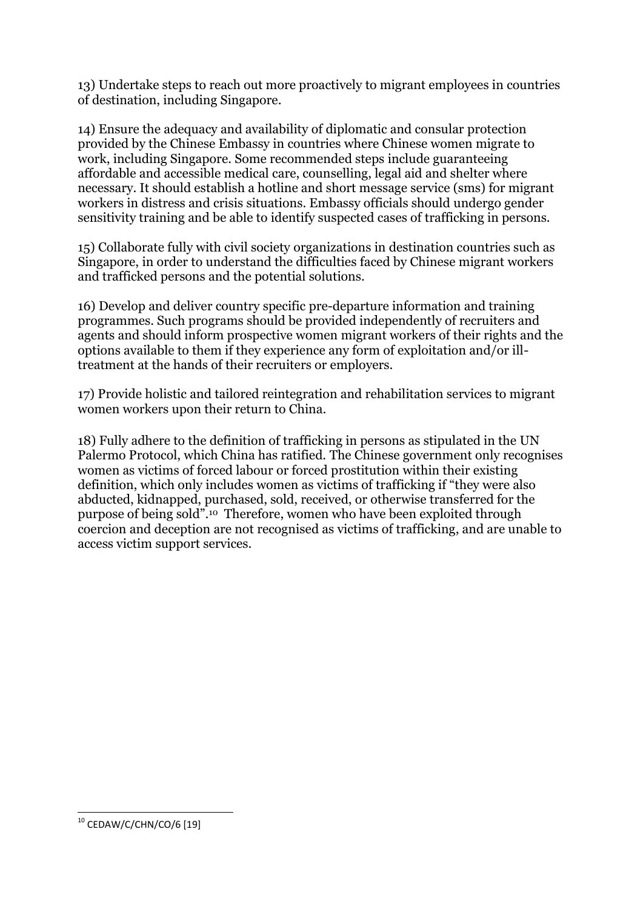13) Undertake steps to reach out more proactively to migrant employees in countries of destination, including Singapore.

14) Ensure the adequacy and availability of diplomatic and consular protection provided by the Chinese Embassy in countries where Chinese women migrate to work, including Singapore. Some recommended steps include guaranteeing affordable and accessible medical care, counselling, legal aid and shelter where necessary. It should establish a hotline and short message service (sms) for migrant workers in distress and crisis situations. Embassy officials should undergo gender sensitivity training and be able to identify suspected cases of trafficking in persons.

15) Collaborate fully with civil society organizations in destination countries such as Singapore, in order to understand the difficulties faced by Chinese migrant workers and trafficked persons and the potential solutions.

16) Develop and deliver country specific pre-departure information and training programmes. Such programs should be provided independently of recruiters and agents and should inform prospective women migrant workers of their rights and the options available to them if they experience any form of exploitation and/or ill-treatment at the hands of their recruiters or employers.

17) Provide holistic and tailored reintegration and rehabilitation services to migrant women workers upon their return to China.

18) Fully adhere to the definition of trafficking in persons as stipulated in the UN Palermo Protocol, which China has ratified. The Chinese government only recognises women as victims of forced labour or forced prostitution within their existing definition, which only includes women as victims of trafficking if "they were also abducted, kidnapped, purchased, sold, received, or otherwise transferred for the purpose of being sold".[10] Therefore, women who have been exploited through coercion and deception are not recognised as victims of trafficking, and are unable to access victim support services.

[10] CEDAW/C/CHN/CO/6 [19]